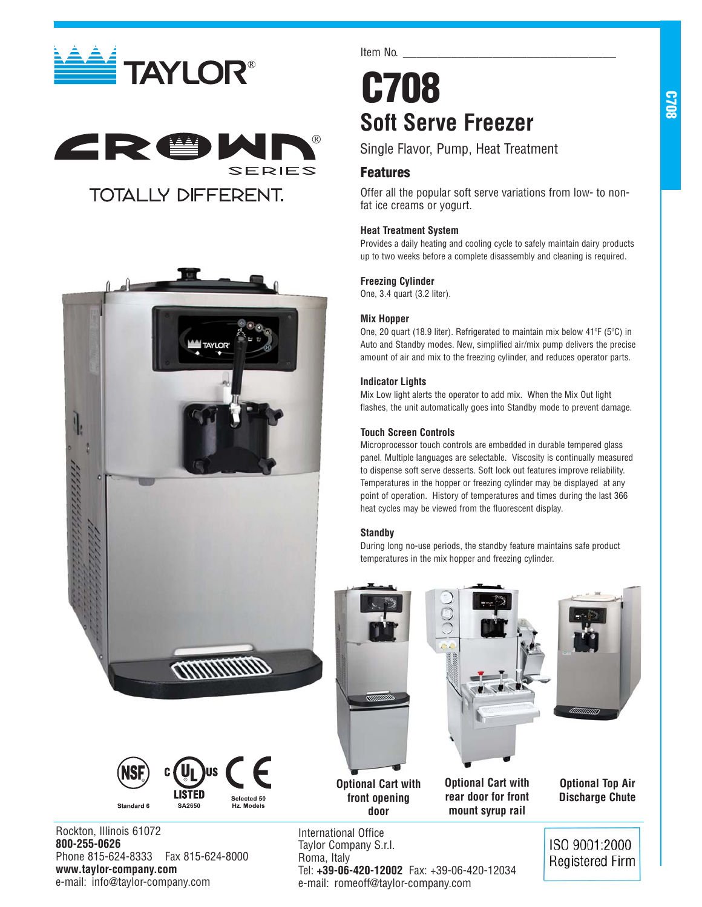TAYLOR®

CROWN® SERIES

TOTALLY DIFFERENT.

Item No. ___________________________________

# C708

## Soft Serve Freezer

Single Flavor, Pump, Heat Treatment

### Features

Offer all the popular soft serve variations from low- to non-fat ice creams or yogurt.

**Heat Treatment System**

Provides a daily heating and cooling cycle to safely maintain dairy products up to two weeks before a complete disassembly and cleaning is required.

**Freezing Cylinder**

One, 3.4 quart (3.2 liter).

**Mix Hopper**

One, 20 quart (18.9 liter). Refrigerated to maintain mix below 41ºF (5ºC) in Auto and Standby modes. New, simplified air/mix pump delivers the precise amount of air and mix to the freezing cylinder, and reduces operator parts.

**Indicator Lights**

Mix Low light alerts the operator to add mix. When the Mix Out light flashes, the unit automatically goes into Standby mode to prevent damage.

**Touch Screen Controls**

Microprocessor touch controls are embedded in durable tempered glass panel. Multiple languages are selectable. Viscosity is continually measured to dispense soft serve desserts. Soft lock out features improve reliability. Temperatures in the hopper or freezing cylinder may be displayed at any point of operation. History of temperatures and times during the last 366 heat cycles may be viewed from the fluorescent display.

**Standby**

During long no-use periods, the standby feature maintains safe product temperatures in the mix hopper and freezing cylinder.

**Optional Cart with front opening door**

**Optional Cart with rear door for front mount syrup rail**

**Optional Top Air Discharge Chute**

NSF Standard 6 — c UL us LISTED SA2650 — CE Selected 50 Hz. Models

Rockton, Illinois 61072
**800-255-0626**
Phone 815-624-8333 Fax 815-624-8000
**www.taylor-company.com**
e-mail: info@taylor-company.com

International Office
Taylor Company S.r.l.
Roma, Italy
Tel: **+39-06-420-12002** Fax: +39-06-420-12034
e-mail: romeoff@taylor-company.com

ISO 9001:2000 Registered Firm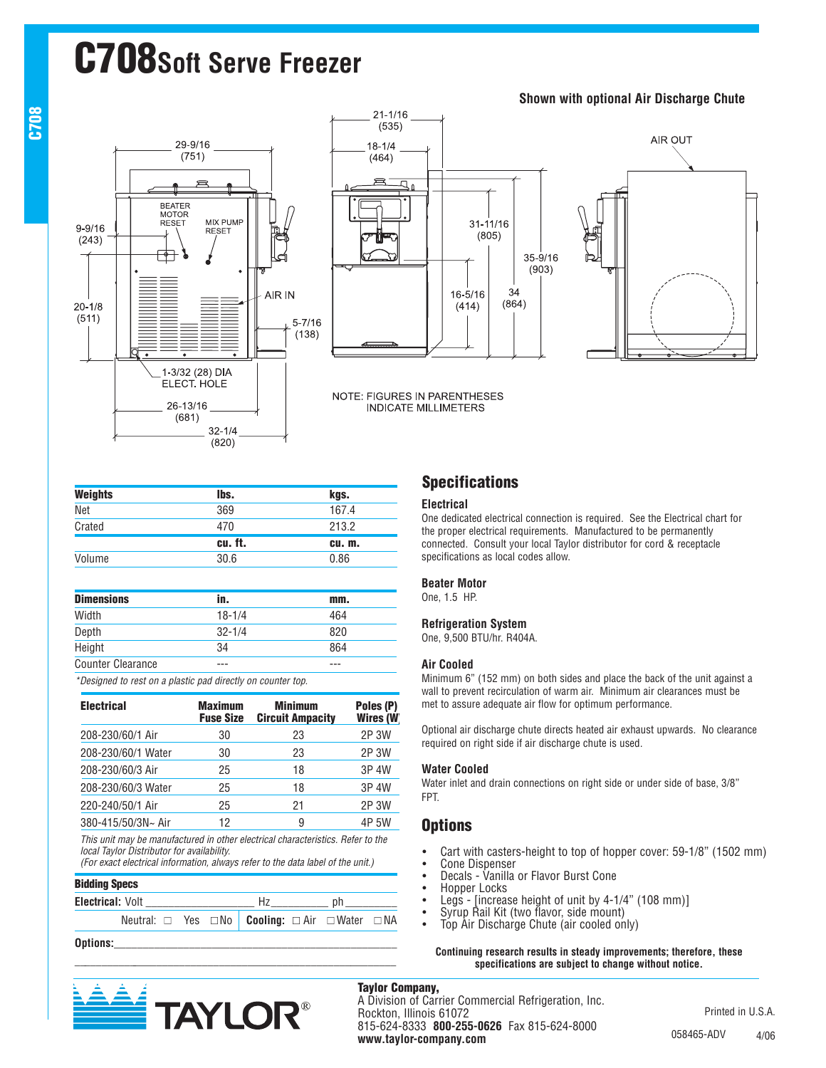# C708 Soft Serve Freezer

**Shown with optional Air Discharge Chute**

29-9/16
(751)

BEATER MOTOR RESET

MIX PUMP RESET

9-9/16
(243)

20-1/8
(511)

AIR IN

5-7/16
(138)

1-3/32 (28) DIA
ELECT. HOLE

26-13/16
(681)

32-1/4
(820)

21-1/16
(535)

18-1/4
(464)

31-11/16
(805)

35-9/16
(903)

16-5/16
(414)

34
(864)

AIR OUT

NOTE: FIGURES IN PARENTHESES INDICATE MILLIMETERS

| **Weights** | **lbs.** | **kgs.** |
|---|---|---|
| Net | 369 | 167.4 |
| Crated | 470 | 213.2 |
| | **cu. ft.** | **cu. m.** |
| Volume | 30.6 | 0.86 |

| **Dimensions** | **in.** | **mm.** |
|---|---|---|
| Width | 18-1/4 | 464 |
| Depth | 32-1/4 | 820 |
| Height | 34 | 864 |
| Counter Clearance | --- | --- |

*\*Designed to rest on a plastic pad directly on counter top.*

| **Electrical** | **Maximum Fuse Size** | **Minimum Circuit Ampacity** | **Poles (P) Wires (W)** |
|---|---|---|---|
| 208-230/60/1 Air | 30 | 23 | 2P 3W |
| 208-230/60/1 Water | 30 | 23 | 2P 3W |
| 208-230/60/3 Air | 25 | 18 | 3P 4W |
| 208-230/60/3 Water | 25 | 18 | 3P 4W |
| 220-240/50/1 Air | 25 | 21 | 2P 3W |
| 380-415/50/3N~ Air | 12 | 9 | 4P 5W |

*This unit may be manufactured in other electrical characteristics. Refer to the local Taylor Distributor for availability.*
*(For exact electrical information, always refer to the data label of the unit.)*

**Bidding Specs**

**Electrical:** Volt ________________ Hz ________ ph ________

Neutral: ☐ Yes ☐ No | **Cooling:** ☐ Air ☐ Water ☐ NA

**Options:** ____________________________________________

## Specifications

### Electrical

One dedicated electrical connection is required. See the Electrical chart for the proper electrical requirements. Manufactured to be permanently connected. Consult your local Taylor distributor for cord & receptacle specifications as local codes allow.

### Beater Motor

One, 1.5 HP.

### Refrigeration System

One, 9,500 BTU/hr. R404A.

### Air Cooled

Minimum 6" (152 mm) on both sides and place the back of the unit against a wall to prevent recirculation of warm air. Minimum air clearances must be met to assure adequate air flow for optimum performance.

Optional air discharge chute directs heated air exhaust upwards. No clearance required on right side if air discharge chute is used.

### Water Cooled

Water inlet and drain connections on right side or under side of base, 3/8" FPT.

## Options

- Cart with casters-height to top of hopper cover: 59-1/8" (1502 mm)
- Cone Dispenser
- Decals - Vanilla or Flavor Burst Cone
- Hopper Locks
- Legs - [increase height of unit by 4-1/4" (108 mm)]
- Syrup Rail Kit (two flavor, side mount)
- Top Air Discharge Chute (air cooled only)

**Continuing research results in steady improvements; therefore, these specifications are subject to change without notice.**

TAYLOR®

**Taylor Company,**
A Division of Carrier Commercial Refrigeration, Inc.
Rockton, Illinois 61072
815-624-8333 **800-255-0626** Fax 815-624-8000
**www.taylor-company.com**

Printed in U.S.A.

058465-ADV 4/06